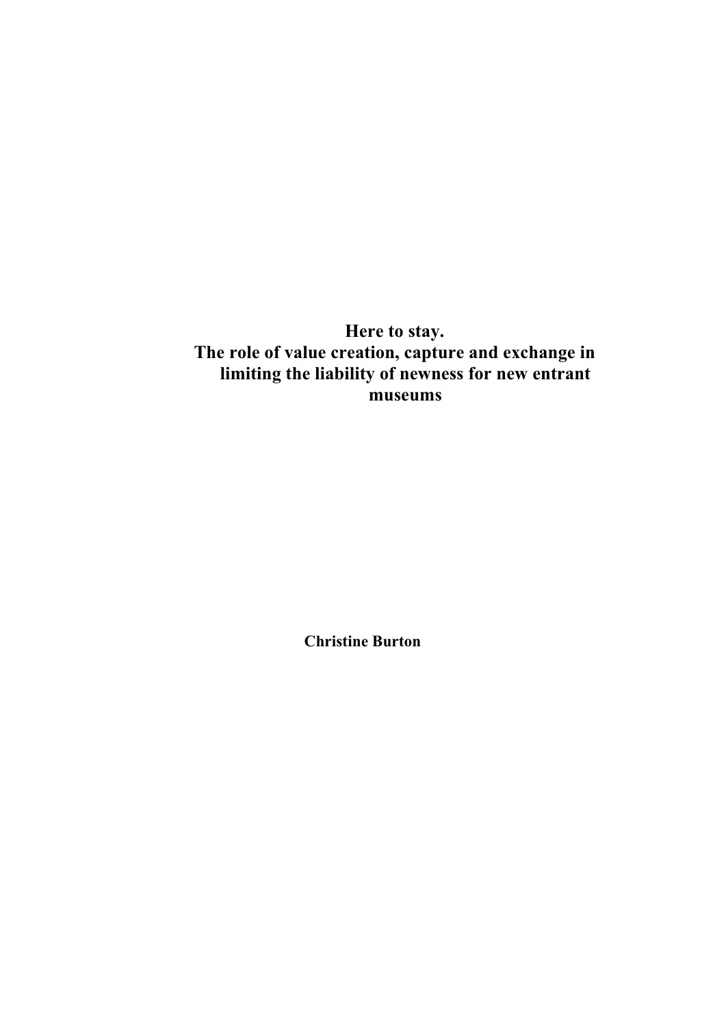# Here to stay.
# The role of value creation, capture and exchange in limiting the liability of newness for new entrant museums

**Christine Burton**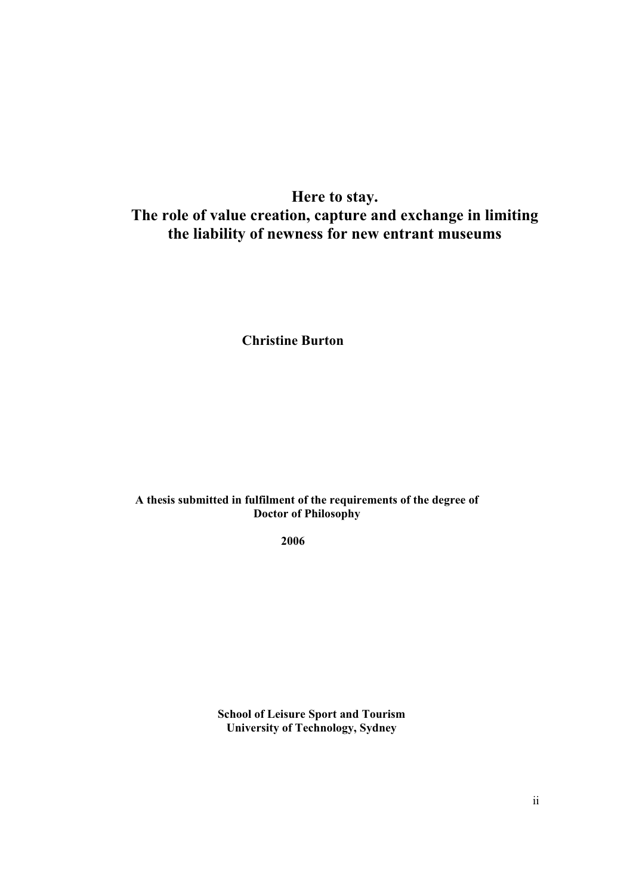# Here to stay.
# The role of value creation, capture and exchange in limiting the liability of newness for new entrant museums

**Christine Burton**

**A thesis submitted in fulfilment of the requirements of the degree of Doctor of Philosophy**

**2006**

**School of Leisure Sport and Tourism**
**University of Technology, Sydney**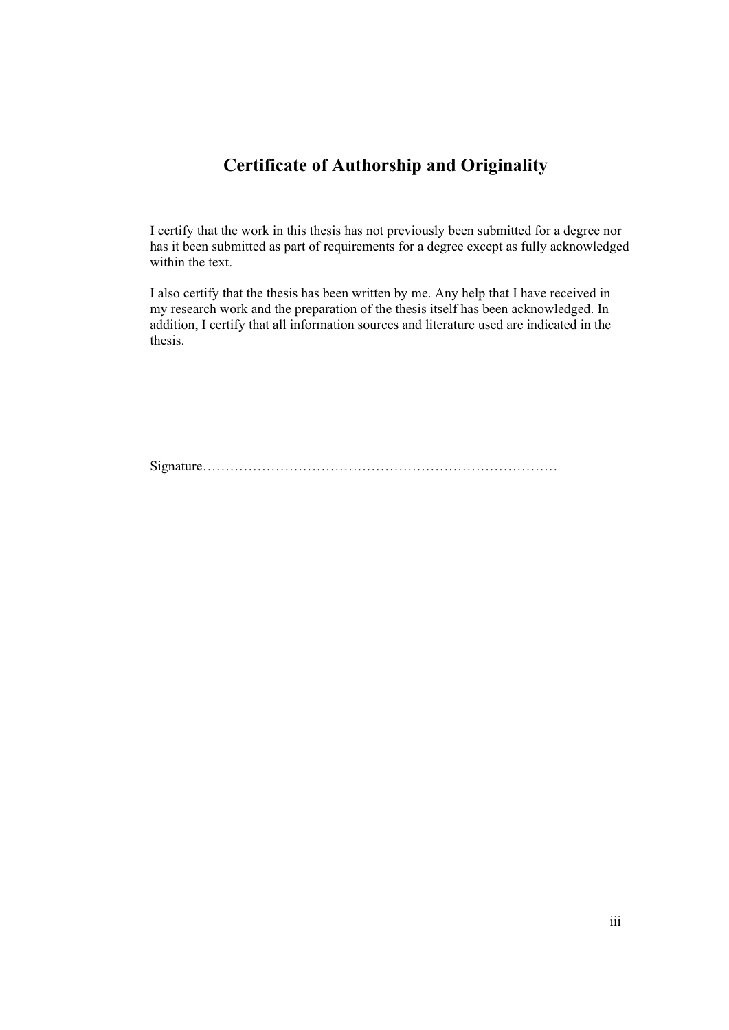# Certificate of Authorship and Originality

I certify that the work in this thesis has not previously been submitted for a degree nor has it been submitted as part of requirements for a degree except as fully acknowledged within the text.

I also certify that the thesis has been written by me. Any help that I have received in my research work and the preparation of the thesis itself has been acknowledged. In addition, I certify that all information sources and literature used are indicated in the thesis.

Signature…………………………………………………………………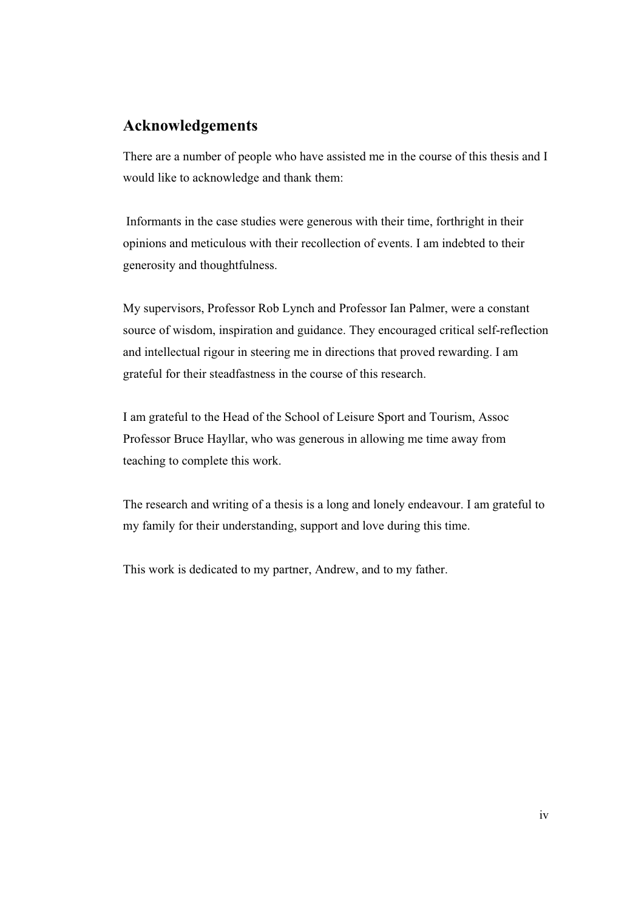## Acknowledgements

There are a number of people who have assisted me in the course of this thesis and I would like to acknowledge and thank them:

Informants in the case studies were generous with their time, forthright in their opinions and meticulous with their recollection of events. I am indebted to their generosity and thoughtfulness.

My supervisors, Professor Rob Lynch and Professor Ian Palmer, were a constant source of wisdom, inspiration and guidance. They encouraged critical self-reflection and intellectual rigour in steering me in directions that proved rewarding. I am grateful for their steadfastness in the course of this research.

I am grateful to the Head of the School of Leisure Sport and Tourism, Assoc Professor Bruce Hayllar, who was generous in allowing me time away from teaching to complete this work.

The research and writing of a thesis is a long and lonely endeavour. I am grateful to my family for their understanding, support and love during this time.

This work is dedicated to my partner, Andrew, and to my father.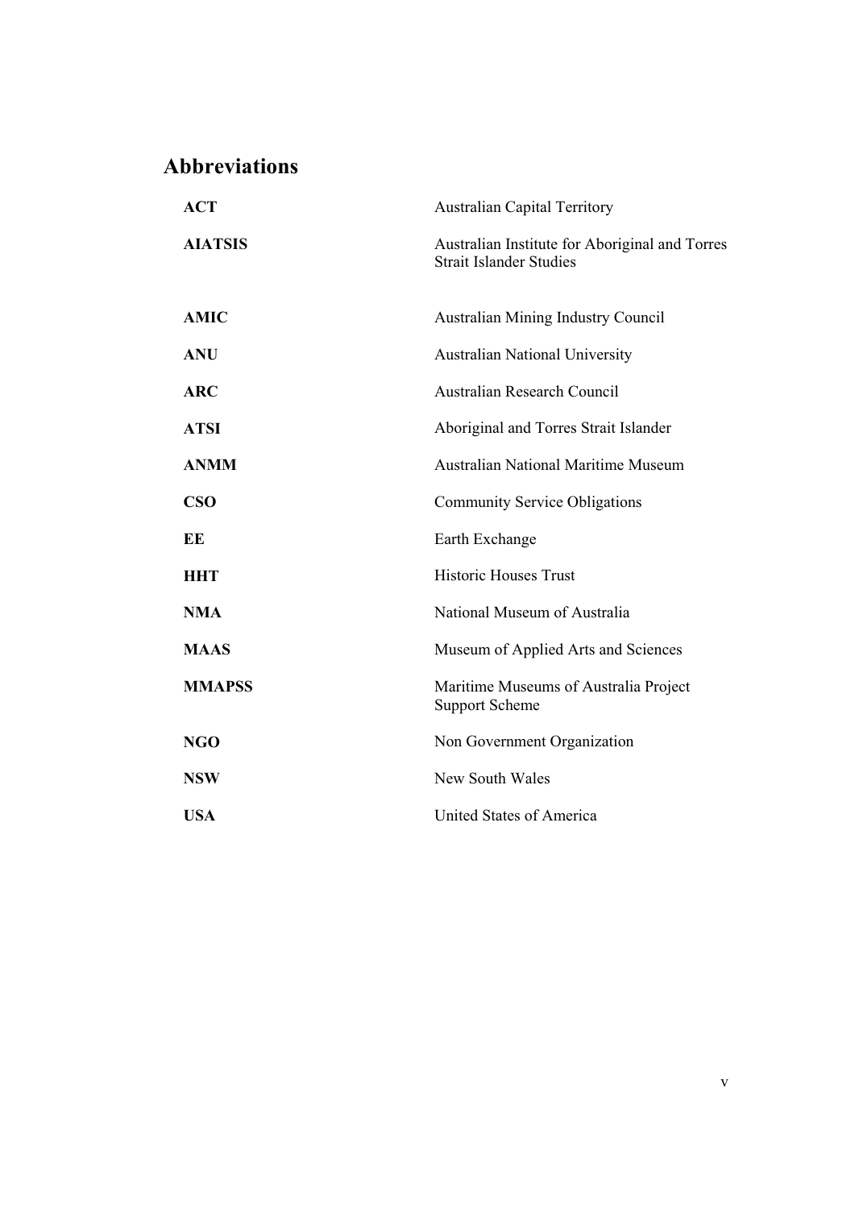## Abbreviations

| | |
|---|---|
| **ACT** | Australian Capital Territory |
| **AIATSIS** | Australian Institute for Aboriginal and Torres Strait Islander Studies |
| **AMIC** | Australian Mining Industry Council |
| **ANU** | Australian National University |
| **ARC** | Australian Research Council |
| **ATSI** | Aboriginal and Torres Strait Islander |
| **ANMM** | Australian National Maritime Museum |
| **CSO** | Community Service Obligations |
| **EE** | Earth Exchange |
| **HHT** | Historic Houses Trust |
| **NMA** | National Museum of Australia |
| **MAAS** | Museum of Applied Arts and Sciences |
| **MMAPSS** | Maritime Museums of Australia Project Support Scheme |
| **NGO** | Non Government Organization |
| **NSW** | New South Wales |
| **USA** | United States of America |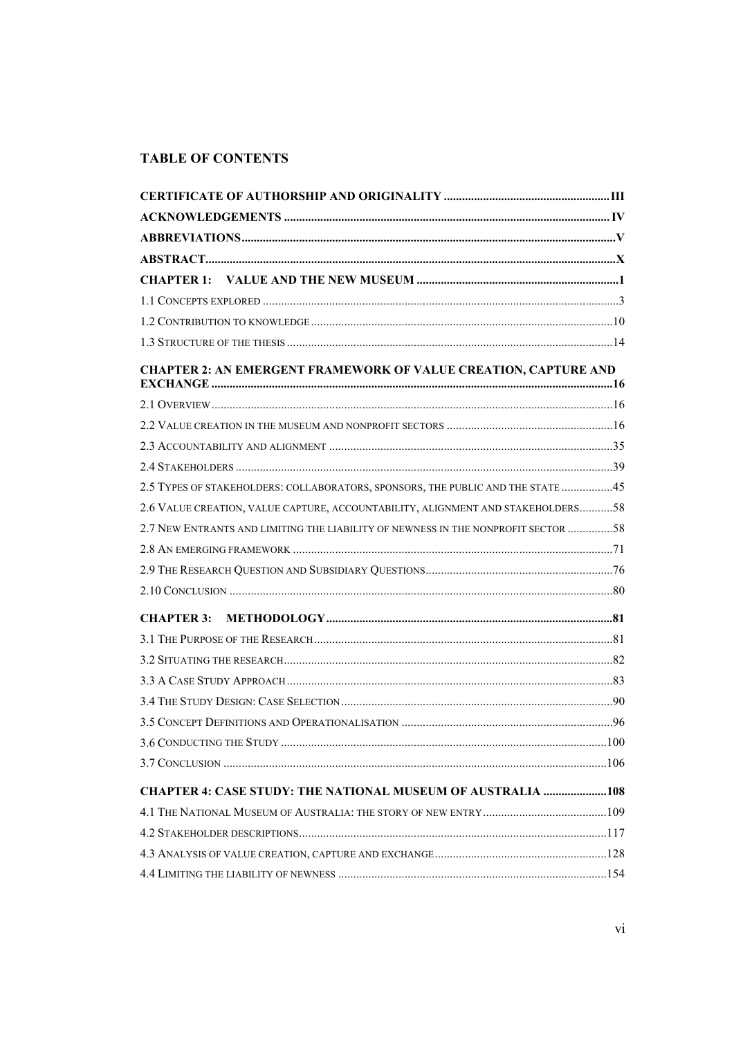## TABLE OF CONTENTS

| | |
|---|---|
| **CERTIFICATE OF AUTHORSHIP AND ORIGINALITY** | **III** |
| **ACKNOWLEDGEMENTS** | **IV** |
| **ABBREVIATIONS** | **V** |
| **ABSTRACT** | **X** |
| **CHAPTER 1: VALUE AND THE NEW MUSEUM** | **1** |
| 1.1 CONCEPTS EXPLORED | 3 |
| 1.2 CONTRIBUTION TO KNOWLEDGE | 10 |
| 1.3 STRUCTURE OF THE THESIS | 14 |
| **CHAPTER 2: AN EMERGENT FRAMEWORK OF VALUE CREATION, CAPTURE AND EXCHANGE** | **16** |
| 2.1 OVERVIEW | 16 |
| 2.2 VALUE CREATION IN THE MUSEUM AND NONPROFIT SECTORS | 16 |
| 2.3 ACCOUNTABILITY AND ALIGNMENT | 35 |
| 2.4 STAKEHOLDERS | 39 |
| 2.5 TYPES OF STAKEHOLDERS: COLLABORATORS, SPONSORS, THE PUBLIC AND THE STATE | 45 |
| 2.6 VALUE CREATION, VALUE CAPTURE, ACCOUNTABILITY, ALIGNMENT AND STAKEHOLDERS | 58 |
| 2.7 NEW ENTRANTS AND LIMITING THE LIABILITY OF NEWNESS IN THE NONPROFIT SECTOR | 58 |
| 2.8 AN EMERGING FRAMEWORK | 71 |
| 2.9 THE RESEARCH QUESTION AND SUBSIDIARY QUESTIONS | 76 |
| 2.10 CONCLUSION | 80 |
| **CHAPTER 3: METHODOLOGY** | **81** |
| 3.1 THE PURPOSE OF THE RESEARCH | 81 |
| 3.2 SITUATING THE RESEARCH | 82 |
| 3.3 A CASE STUDY APPROACH | 83 |
| 3.4 THE STUDY DESIGN: CASE SELECTION | 90 |
| 3.5 CONCEPT DEFINITIONS AND OPERATIONALISATION | 96 |
| 3.6 CONDUCTING THE STUDY | 100 |
| 3.7 CONCLUSION | 106 |
| **CHAPTER 4: CASE STUDY: THE NATIONAL MUSEUM OF AUSTRALIA** | **108** |
| 4.1 THE NATIONAL MUSEUM OF AUSTRALIA: THE STORY OF NEW ENTRY | 109 |
| 4.2 STAKEHOLDER DESCRIPTIONS | 117 |
| 4.3 ANALYSIS OF VALUE CREATION, CAPTURE AND EXCHANGE | 128 |
| 4.4 LIMITING THE LIABILITY OF NEWNESS | 154 |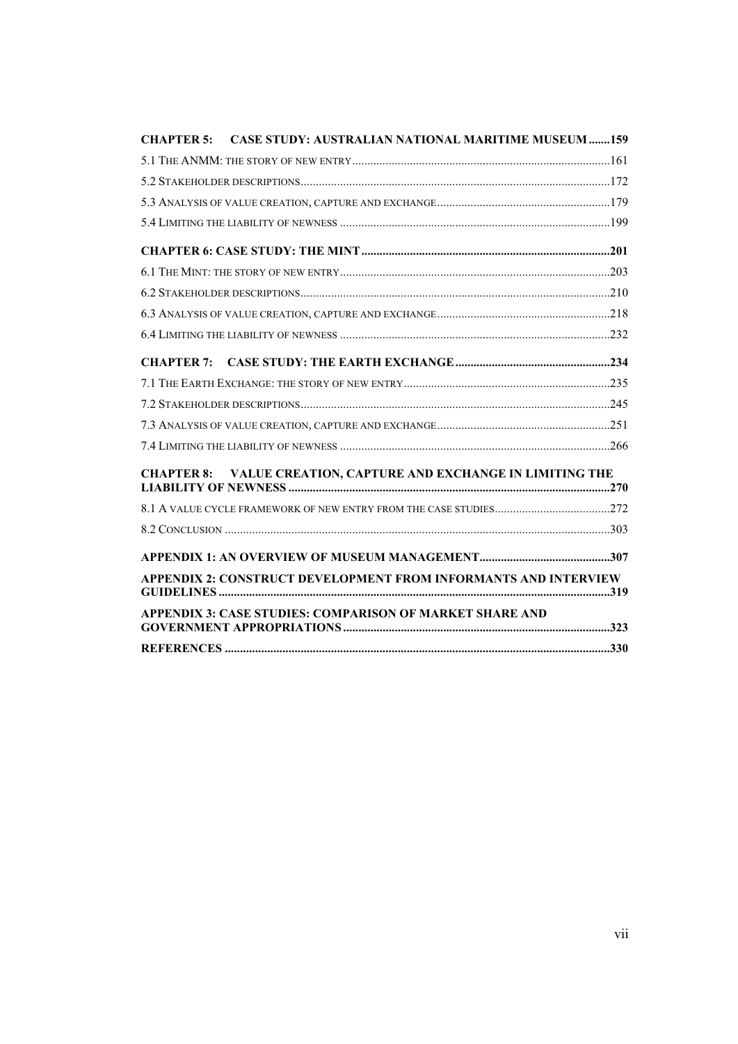**CHAPTER 5: CASE STUDY: AUSTRALIAN NATIONAL MARITIME MUSEUM .......159**

5.1 THE ANMM: THE STORY OF NEW ENTRY ....................................................................................161

5.2 STAKEHOLDER DESCRIPTIONS ....................................................................................................172

5.3 ANALYSIS OF VALUE CREATION, CAPTURE AND EXCHANGE ........................................................179

5.4 LIMITING THE LIABILITY OF NEWNESS ........................................................................................199

**CHAPTER 6: CASE STUDY: THE MINT ..................................................................................201**

6.1 THE MINT: THE STORY OF NEW ENTRY ........................................................................................203

6.2 STAKEHOLDER DESCRIPTIONS ....................................................................................................210

6.3 ANALYSIS OF VALUE CREATION, CAPTURE AND EXCHANGE ........................................................218

6.4 LIMITING THE LIABILITY OF NEWNESS ........................................................................................232

**CHAPTER 7: CASE STUDY: THE EARTH EXCHANGE ..................................................234**

7.1 THE EARTH EXCHANGE: THE STORY OF NEW ENTRY ...................................................................235

7.2 STAKEHOLDER DESCRIPTIONS ....................................................................................................245

7.3 ANALYSIS OF VALUE CREATION, CAPTURE AND EXCHANGE ........................................................251

7.4 LIMITING THE LIABILITY OF NEWNESS ........................................................................................266

**CHAPTER 8: VALUE CREATION, CAPTURE AND EXCHANGE IN LIMITING THE LIABILITY OF NEWNESS .........................................................................................................270**

8.1 A VALUE CYCLE FRAMEWORK OF NEW ENTRY FROM THE CASE STUDIES .....................................272

8.2 CONCLUSION .............................................................................................................................303

**APPENDIX 1: AN OVERVIEW OF MUSEUM MANAGEMENT ..........................................307**

**APPENDIX 2: CONSTRUCT DEVELOPMENT FROM INFORMANTS AND INTERVIEW GUIDELINES ...............................................................................................................................319**

**APPENDIX 3: CASE STUDIES: COMPARISON OF MARKET SHARE AND GOVERNMENT APPROPRIATIONS .......................................................................................323**

**REFERENCES ...............................................................................................................................330**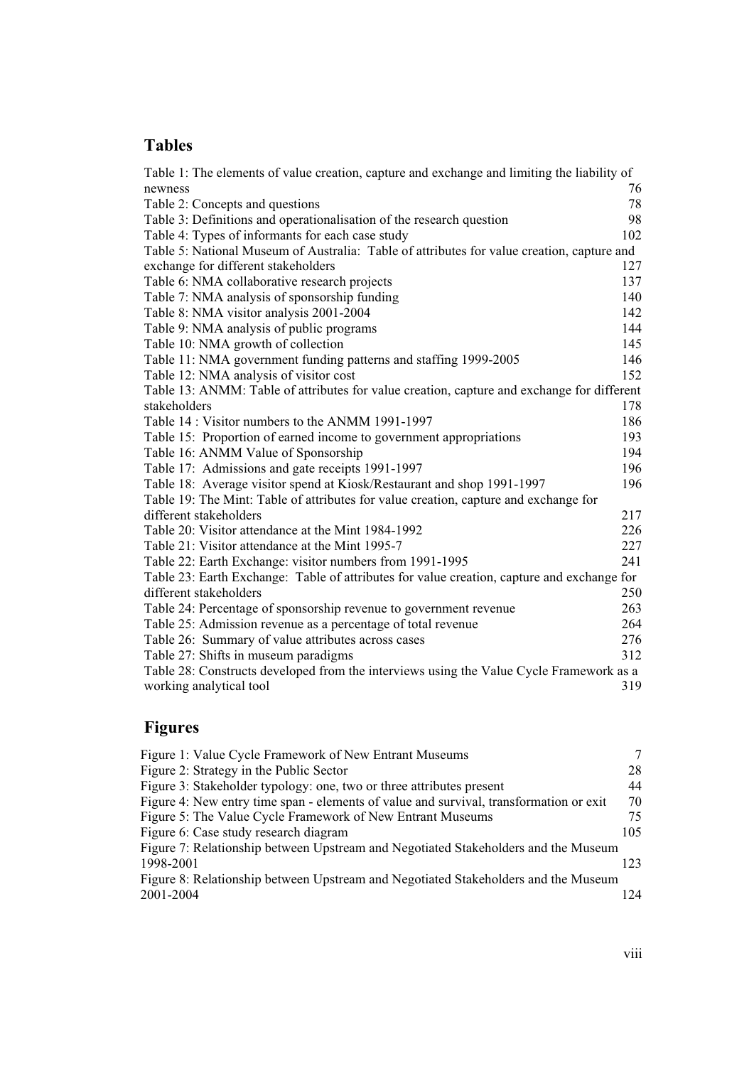## Tables

Table 1: The elements of value creation, capture and exchange and limiting the liability of newness 76
Table 2: Concepts and questions 78
Table 3: Definitions and operationalisation of the research question 98
Table 4: Types of informants for each case study 102
Table 5: National Museum of Australia: Table of attributes for value creation, capture and exchange for different stakeholders 127
Table 6: NMA collaborative research projects 137
Table 7: NMA analysis of sponsorship funding 140
Table 8: NMA visitor analysis 2001-2004 142
Table 9: NMA analysis of public programs 144
Table 10: NMA growth of collection 145
Table 11: NMA government funding patterns and staffing 1999-2005 146
Table 12: NMA analysis of visitor cost 152
Table 13: ANMM: Table of attributes for value creation, capture and exchange for different stakeholders 178
Table 14 : Visitor numbers to the ANMM 1991-1997 186
Table 15: Proportion of earned income to government appropriations 193
Table 16: ANMM Value of Sponsorship 194
Table 17: Admissions and gate receipts 1991-1997 196
Table 18: Average visitor spend at Kiosk/Restaurant and shop 1991-1997 196
Table 19: The Mint: Table of attributes for value creation, capture and exchange for different stakeholders 217
Table 20: Visitor attendance at the Mint 1984-1992 226
Table 21: Visitor attendance at the Mint 1995-7 227
Table 22: Earth Exchange: visitor numbers from 1991-1995 241
Table 23: Earth Exchange: Table of attributes for value creation, capture and exchange for different stakeholders 250
Table 24: Percentage of sponsorship revenue to government revenue 263
Table 25: Admission revenue as a percentage of total revenue 264
Table 26: Summary of value attributes across cases 276
Table 27: Shifts in museum paradigms 312
Table 28: Constructs developed from the interviews using the Value Cycle Framework as a working analytical tool 319

## Figures

Figure 1: Value Cycle Framework of New Entrant Museums 7
Figure 2: Strategy in the Public Sector 28
Figure 3: Stakeholder typology: one, two or three attributes present 44
Figure 4: New entry time span - elements of value and survival, transformation or exit 70
Figure 5: The Value Cycle Framework of New Entrant Museums 75
Figure 6: Case study research diagram 105
Figure 7: Relationship between Upstream and Negotiated Stakeholders and the Museum 1998-2001 123
Figure 8: Relationship between Upstream and Negotiated Stakeholders and the Museum 2001-2004 124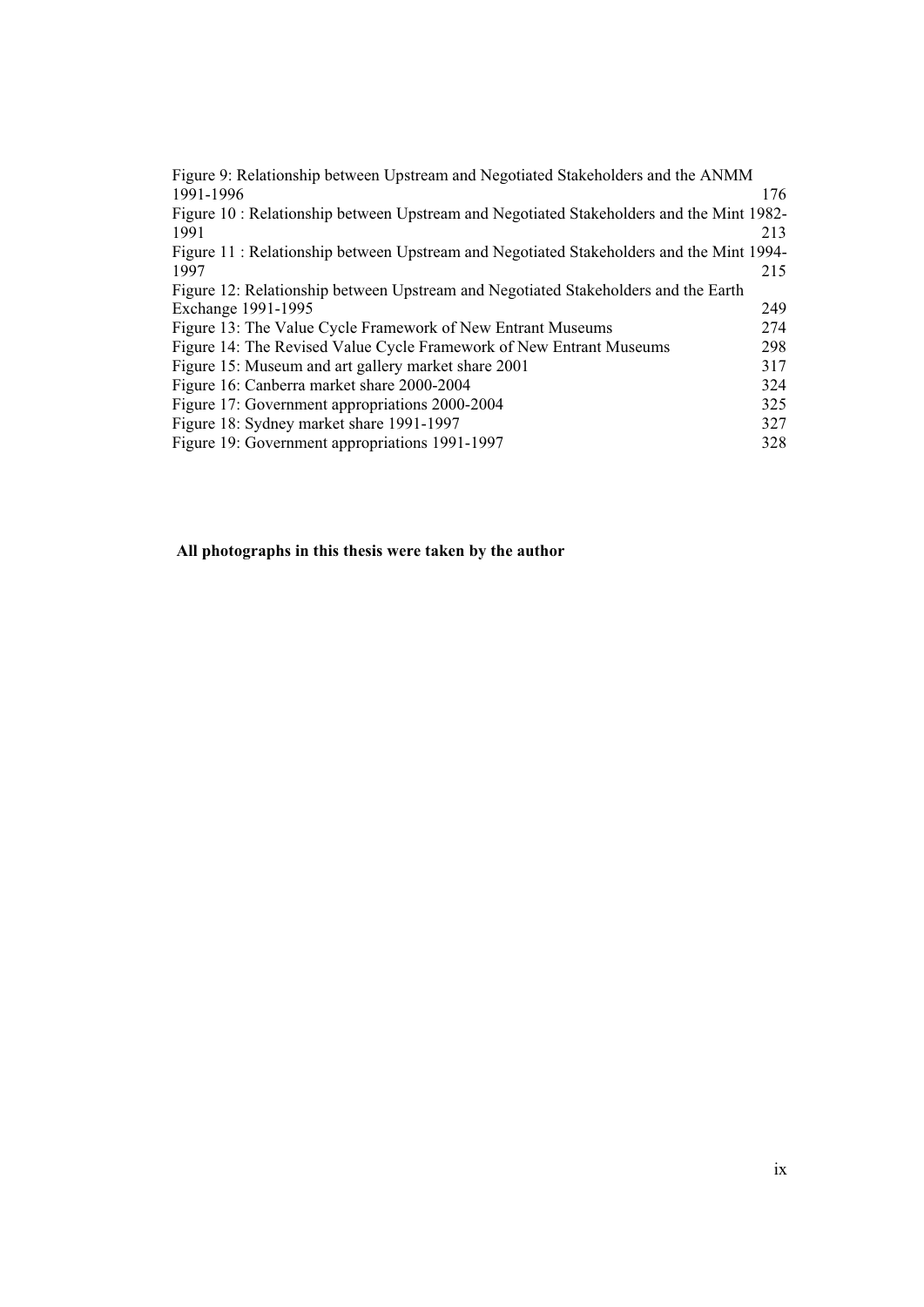Figure 9: Relationship between Upstream and Negotiated Stakeholders and the ANMM 1991-1996 176
Figure 10 : Relationship between Upstream and Negotiated Stakeholders and the Mint 1982-1991 213
Figure 11 : Relationship between Upstream and Negotiated Stakeholders and the Mint 1994-1997 215
Figure 12: Relationship between Upstream and Negotiated Stakeholders and the Earth Exchange 1991-1995 249
Figure 13: The Value Cycle Framework of New Entrant Museums 274
Figure 14: The Revised Value Cycle Framework of New Entrant Museums 298
Figure 15: Museum and art gallery market share 2001 317
Figure 16: Canberra market share 2000-2004 324
Figure 17: Government appropriations 2000-2004 325
Figure 18: Sydney market share 1991-1997 327
Figure 19: Government appropriations 1991-1997 328

**All photographs in this thesis were taken by the author**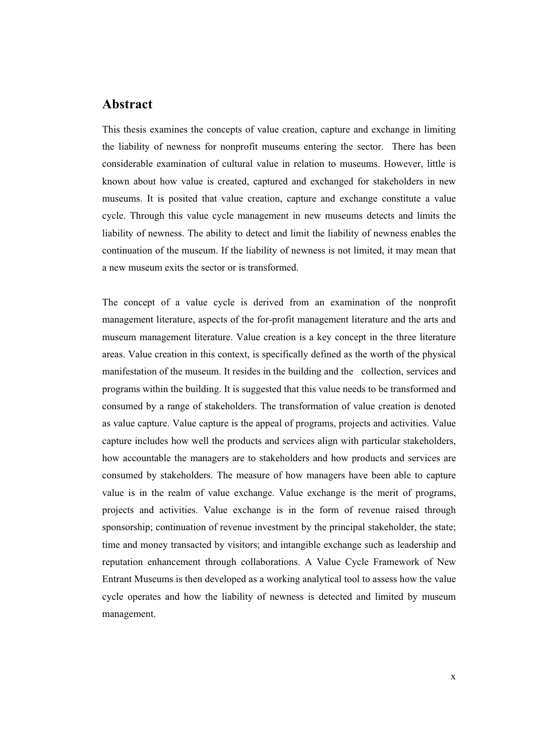## Abstract

This thesis examines the concepts of value creation, capture and exchange in limiting the liability of newness for nonprofit museums entering the sector. There has been considerable examination of cultural value in relation to museums. However, little is known about how value is created, captured and exchanged for stakeholders in new museums. It is posited that value creation, capture and exchange constitute a value cycle. Through this value cycle management in new museums detects and limits the liability of newness. The ability to detect and limit the liability of newness enables the continuation of the museum. If the liability of newness is not limited, it may mean that a new museum exits the sector or is transformed.

The concept of a value cycle is derived from an examination of the nonprofit management literature, aspects of the for-profit management literature and the arts and museum management literature. Value creation is a key concept in the three literature areas. Value creation in this context, is specifically defined as the worth of the physical manifestation of the museum. It resides in the building and the collection, services and programs within the building. It is suggested that this value needs to be transformed and consumed by a range of stakeholders. The transformation of value creation is denoted as value capture. Value capture is the appeal of programs, projects and activities. Value capture includes how well the products and services align with particular stakeholders, how accountable the managers are to stakeholders and how products and services are consumed by stakeholders. The measure of how managers have been able to capture value is in the realm of value exchange. Value exchange is the merit of programs, projects and activities. Value exchange is in the form of revenue raised through sponsorship; continuation of revenue investment by the principal stakeholder, the state; time and money transacted by visitors; and intangible exchange such as leadership and reputation enhancement through collaborations. A Value Cycle Framework of New Entrant Museums is then developed as a working analytical tool to assess how the value cycle operates and how the liability of newness is detected and limited by museum management.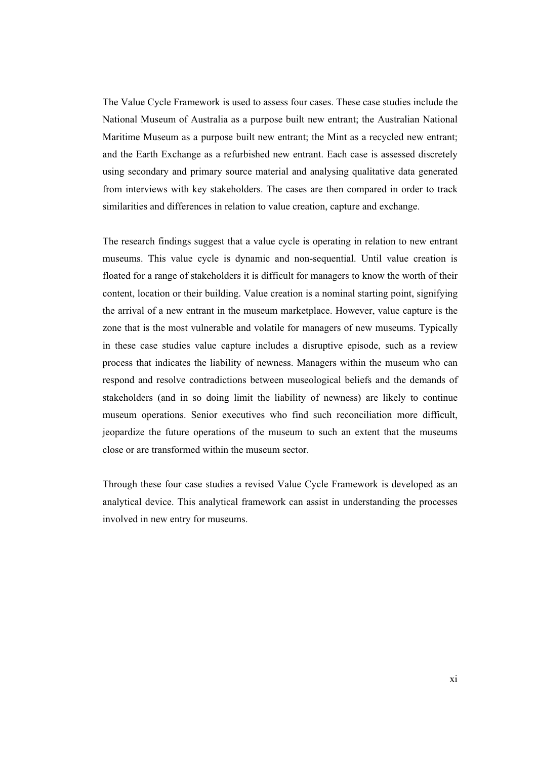The Value Cycle Framework is used to assess four cases. These case studies include the National Museum of Australia as a purpose built new entrant; the Australian National Maritime Museum as a purpose built new entrant; the Mint as a recycled new entrant; and the Earth Exchange as a refurbished new entrant. Each case is assessed discretely using secondary and primary source material and analysing qualitative data generated from interviews with key stakeholders. The cases are then compared in order to track similarities and differences in relation to value creation, capture and exchange.

The research findings suggest that a value cycle is operating in relation to new entrant museums. This value cycle is dynamic and non-sequential. Until value creation is floated for a range of stakeholders it is difficult for managers to know the worth of their content, location or their building. Value creation is a nominal starting point, signifying the arrival of a new entrant in the museum marketplace. However, value capture is the zone that is the most vulnerable and volatile for managers of new museums. Typically in these case studies value capture includes a disruptive episode, such as a review process that indicates the liability of newness. Managers within the museum who can respond and resolve contradictions between museological beliefs and the demands of stakeholders (and in so doing limit the liability of newness) are likely to continue museum operations. Senior executives who find such reconciliation more difficult, jeopardize the future operations of the museum to such an extent that the museums close or are transformed within the museum sector.

Through these four case studies a revised Value Cycle Framework is developed as an analytical device. This analytical framework can assist in understanding the processes involved in new entry for museums.